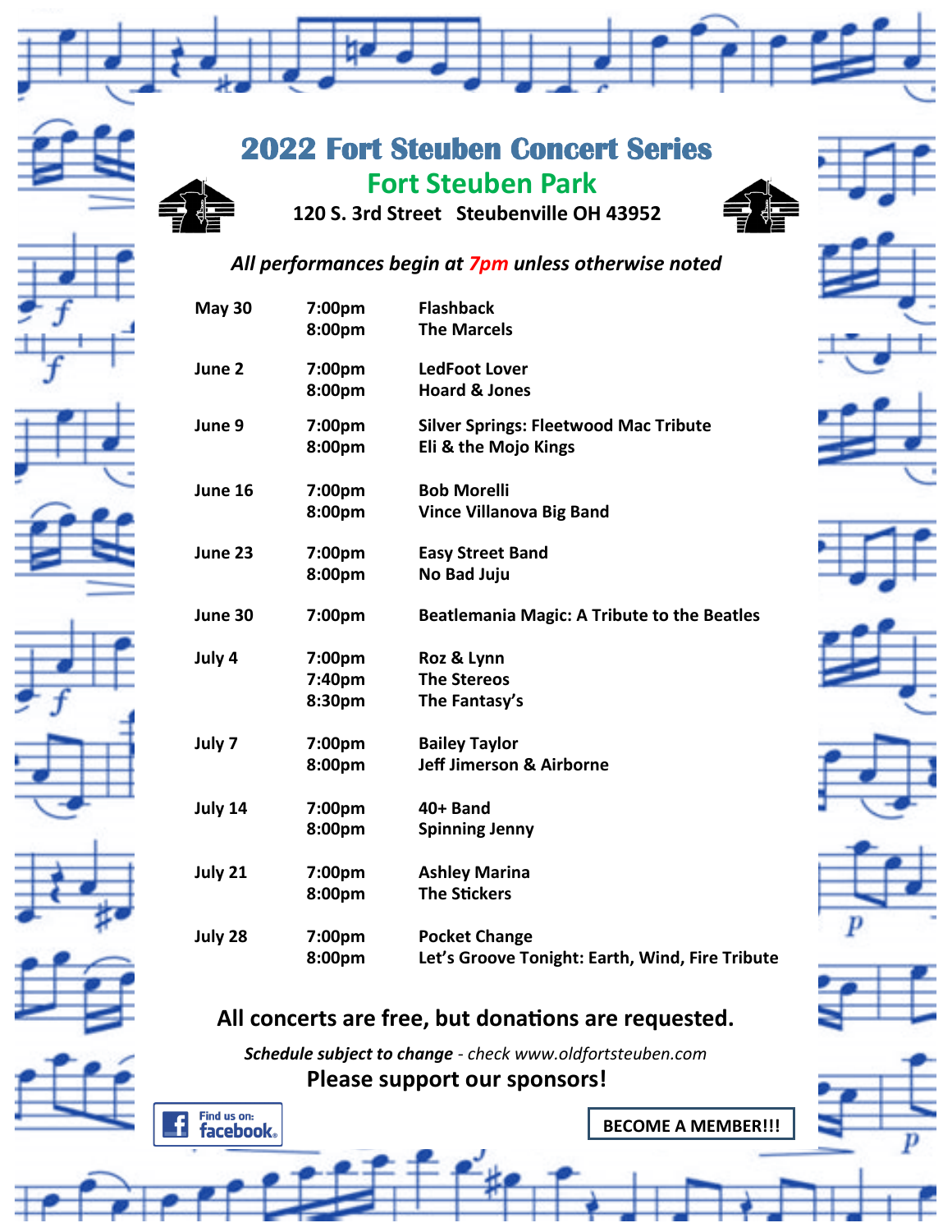# 2022 Fort Steuben Concert Series

## Fort Steuben Park

**120 S. 3rd Street Steubenville OH 43952**

***All performances begin at 7pm unless otherwise noted***

| Date | Time | Performer |
|---|---|---|
| **May 30** | **7:00pm** | **Flashback** |
| | **8:00pm** | **The Marcels** |
| **June 2** | **7:00pm** | **LedFoot Lover** |
| | **8:00pm** | **Hoard & Jones** |
| **June 9** | **7:00pm** | **Silver Springs: Fleetwood Mac Tribute** |
| | **8:00pm** | **Eli & the Mojo Kings** |
| **June 16** | **7:00pm** | **Bob Morelli** |
| | **8:00pm** | **Vince Villanova Big Band** |
| **June 23** | **7:00pm** | **Easy Street Band** |
| | **8:00pm** | **No Bad Juju** |
| **June 30** | **7:00pm** | **Beatlemania Magic: A Tribute to the Beatles** |
| **July 4** | **7:00pm** | **Roz & Lynn** |
| | **7:40pm** | **The Stereos** |
| | **8:30pm** | **The Fantasy's** |
| **July 7** | **7:00pm** | **Bailey Taylor** |
| | **8:00pm** | **Jeff Jimerson & Airborne** |
| **July 14** | **7:00pm** | **40+ Band** |
| | **8:00pm** | **Spinning Jenny** |
| **July 21** | **7:00pm** | **Ashley Marina** |
| | **8:00pm** | **The Stickers** |
| **July 28** | **7:00pm** | **Pocket Change** |
| | **8:00pm** | **Let's Groove Tonight: Earth, Wind, Fire Tribute** |

**All concerts are free, but donations are requested.**

***Schedule subject to change*** *- check www.oldfortsteuben.com*

**Please support our sponsors!**

Find us on: facebook

**BECOME A MEMBER!!!**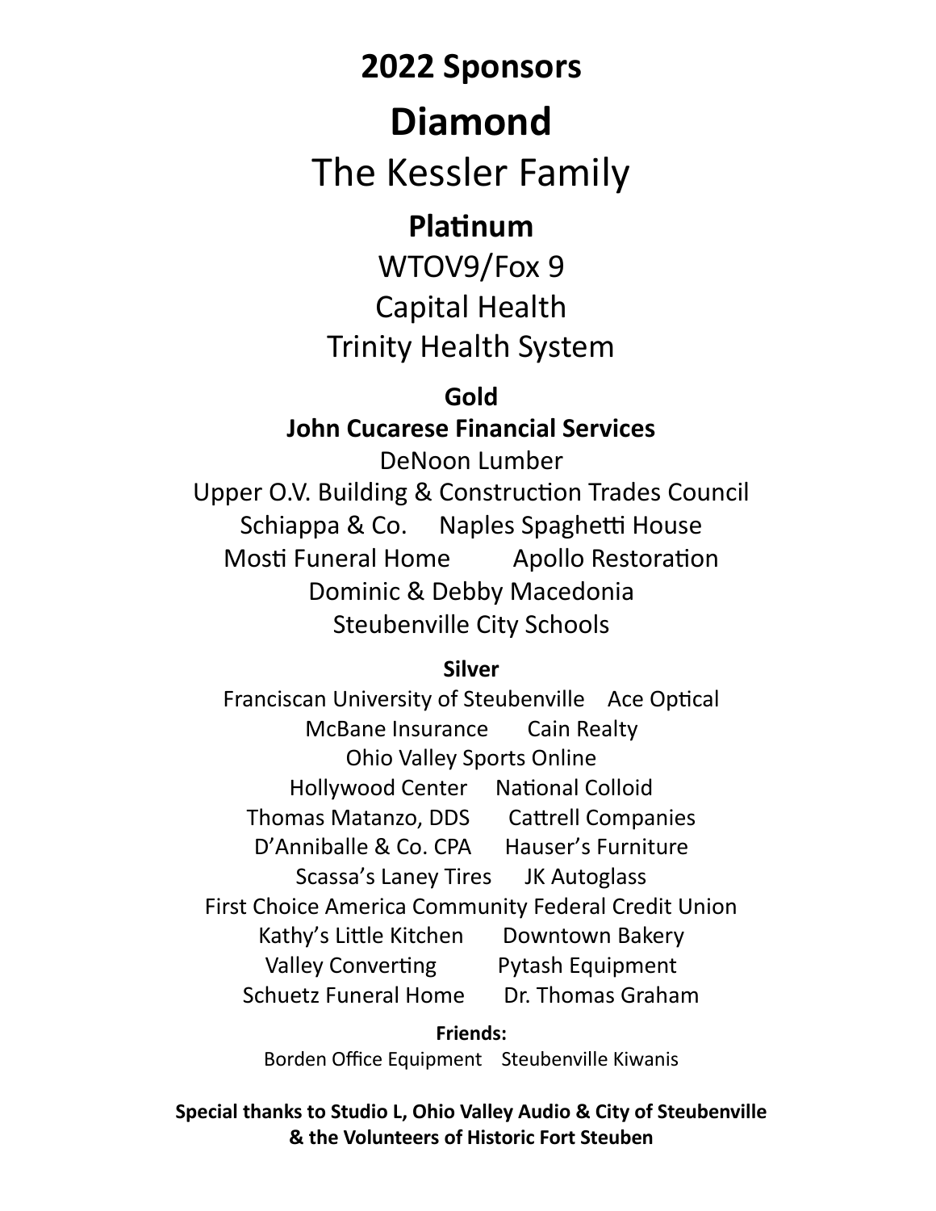# 2022 Sponsors

## Diamond

The Kessler Family

### Platinum

WTOV9/Fox 9

Capital Health

Trinity Health System

### Gold

**John Cucarese Financial Services**

DeNoon Lumber

Upper O.V. Building & Construction Trades Council

Schiappa & Co. Naples Spaghetti House

Mosti Funeral Home Apollo Restoration

Dominic & Debby Macedonia

Steubenville City Schools

### Silver

Franciscan University of Steubenville Ace Optical

McBane Insurance Cain Realty

Ohio Valley Sports Online

Hollywood Center National Colloid

Thomas Matanzo, DDS Cattrell Companies

D'Anniballe & Co. CPA Hauser's Furniture

Scassa's Laney Tires JK Autoglass

First Choice America Community Federal Credit Union

Kathy's Little Kitchen Downtown Bakery

Valley Converting Pytash Equipment

Schuetz Funeral Home Dr. Thomas Graham

**Friends:**

Borden Office Equipment Steubenville Kiwanis

**Special thanks to Studio L, Ohio Valley Audio & City of Steubenville & the Volunteers of Historic Fort Steuben**